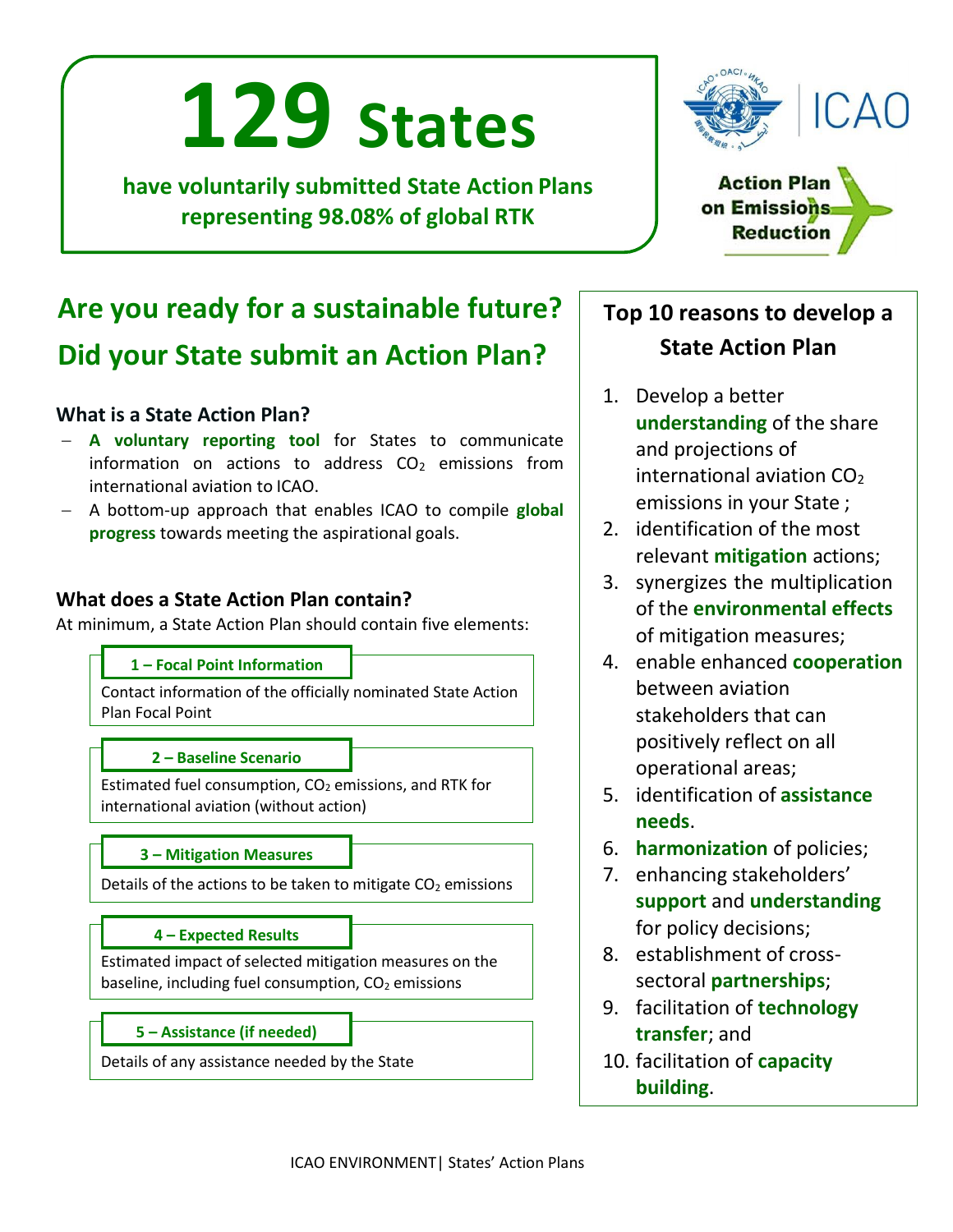# 129 States

**have voluntarily submitted State Action Plans representing 98.08% of global RTK**

ICAO

Action Plan on Emissions Reduction

## Are you ready for a sustainable future?

## Did your State submit an Action Plan?

### What is a State Action Plan?

- **A voluntary reporting tool** for States to communicate information on actions to address $CO_2$ emissions from international aviation to ICAO.
- A bottom-up approach that enables ICAO to compile **global progress** towards meeting the aspirational goals.

### What does a State Action Plan contain?

At minimum, a State Action Plan should contain five elements:

**1 – Focal Point Information**

Contact information of the officially nominated State Action Plan Focal Point

**2 – Baseline Scenario**

Estimated fuel consumption, $CO_2$ emissions, and RTK for international aviation (without action)

**3 – Mitigation Measures**

Details of the actions to be taken to mitigate $CO_2$ emissions

**4 – Expected Results**

Estimated impact of selected mitigation measures on the baseline, including fuel consumption, $CO_2$ emissions

**5 – Assistance (if needed)**

Details of any assistance needed by the State

### Top 10 reasons to develop a State Action Plan

1. Develop a better **understanding** of the share and projections of international aviation $CO_2$ emissions in your State ;
2. identification of the most relevant **mitigation** actions;
3. synergizes the multiplication of the **environmental effects** of mitigation measures;
4. enable enhanced **cooperation** between aviation stakeholders that can positively reflect on all operational areas;
5. identification of **assistance needs**.
6. **harmonization** of policies;
7. enhancing stakeholders' **support** and **understanding** for policy decisions;
8. establishment of cross-sectoral **partnerships**;
9. facilitation of **technology transfer**; and
10. facilitation of **capacity building**.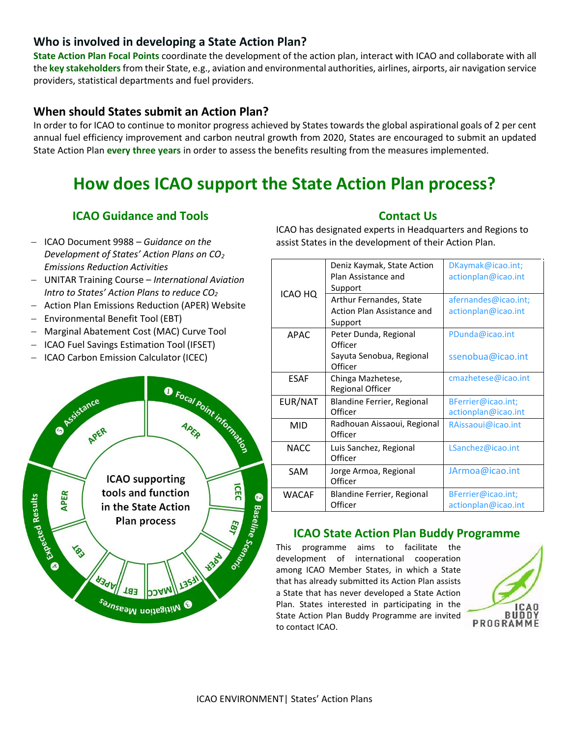## Who is involved in developing a State Action Plan?

**State Action Plan Focal Points** coordinate the development of the action plan, interact with ICAO and collaborate with all the **key stakeholders** from their State, e.g., aviation and environmental authorities, airlines, airports, air navigation service providers, statistical departments and fuel providers.

## When should States submit an Action Plan?

In order to for ICAO to continue to monitor progress achieved by States towards the global aspirational goals of 2 per cent annual fuel efficiency improvement and carbon neutral growth from 2020, States are encouraged to submit an updated State Action Plan **every three years** in order to assess the benefits resulting from the measures implemented.

# How does ICAO support the State Action Plan process?

### ICAO Guidance and Tools

- ICAO Document 9988 – *Guidance on the Development of States' Action Plans on $CO_2$ Emissions Reduction Activities*
- UNITAR Training Course – *International Aviation Intro to States' Action Plans to reduce $CO_2$*
- Action Plan Emissions Reduction (APER) Website
- Environmental Benefit Tool (EBT)
- Marginal Abatement Cost (MAC) Curve Tool
- ICAO Fuel Savings Estimation Tool (IFSET)
- ICAO Carbon Emission Calculator (ICEC)

ICAO supporting tools and function in the State Action Plan process

1 Focal Point information: APER
2 Baseline Scenario: ICEC, EBT, APER
3 Mitigation Measures: IFSET, MACC, EBT, APER
4 Expected Results: EBT, APER
5 Assistance: APER

### Contact Us

ICAO has designated experts in Headquarters and Regions to assist States in the development of their Action Plan.

| | | |
|---|---|---|
| ICAO HQ | Deniz Kaymak, State Action Plan Assistance and Support | DKaymak@icao.int; actionplan@icao.int |
| | Arthur Fernandes, State Action Plan Assistance and Support | afernandes@icao.int; actionplan@icao.int |
| APAC | Peter Dunda, Regional Officer<br>Sayuta Senobua, Regional Officer | PDunda@icao.int<br>ssenobua@icao.int |
| ESAF | Chinga Mazhetese, Regional Officer | cmazhetese@icao.int |
| EUR/NAT | Blandine Ferrier, Regional Officer | BFerrier@icao.int; actionplan@icao.int |
| MID | Radhouan Aissaoui, Regional Officer | RAissaoui@icao.int |
| NACC | Luis Sanchez, Regional Officer | LSanchez@icao.int |
| SAM | Jorge Armoa, Regional Officer | JArmoa@icao.int |
| WACAF | Blandine Ferrier, Regional Officer | BFerrier@icao.int; actionplan@icao.int |

### ICAO State Action Plan Buddy Programme

This programme aims to facilitate the development of international cooperation among ICAO Member States, in which a State that has already submitted its Action Plan assists a State that has never developed a State Action Plan. States interested in participating in the State Action Plan Buddy Programme are invited to contact ICAO.

ICAO BUDDY PROGRAMME